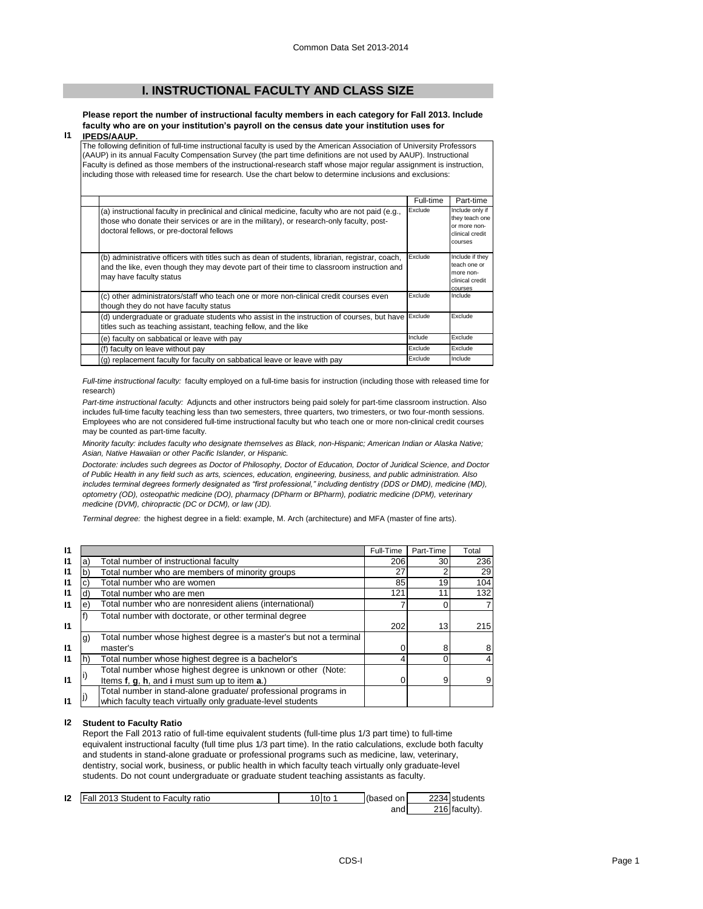## I. INSTRUCTIONAL FACULTY AND CLASS SIZE

**I1** **Please report the number of instructional faculty members in each category for Fall 2013. Include faculty who are on your institution's payroll on the census date your institution uses for IPEDS/AAUP.**

The following definition of full-time instructional faculty is used by the American Association of University Professors (AAUP) in its annual Faculty Compensation Survey (the part time definitions are not used by AAUP). Instructional Faculty is defined as those members of the instructional-research staff whose major regular assignment is instruction, including those with released time for research. Use the chart below to determine inclusions and exclusions:

| | Full-time | Part-time |
|---|---|---|
| (a) instructional faculty in preclinical and clinical medicine, faculty who are not paid (e.g., those who donate their services or are in the military), or research-only faculty, post-doctoral fellows, or pre-doctoral fellows | Exclude | Include only if they teach one or more non-clinical credit courses |
| (b) administrative officers with titles such as dean of students, librarian, registrar, coach, and the like, even though they may devote part of their time to classroom instruction and may have faculty status | Exclude | Include if they teach one or more non-clinical credit courses |
| (c) other administrators/staff who teach one or more non-clinical credit courses even though they do not have faculty status | Exclude | Include |
| (d) undergraduate or graduate students who assist in the instruction of courses, but have titles such as teaching assistant, teaching fellow, and the like | Exclude | Exclude |
| (e) faculty on sabbatical or leave with pay | Include | Exclude |
| (f) faculty on leave without pay | Exclude | Exclude |
| (g) replacement faculty for faculty on sabbatical leave or leave with pay | Exclude | Include |

*Full-time instructional faculty:* faculty employed on a full-time basis for instruction (including those with released time for research)

*Part-time instructional faculty:* Adjuncts and other instructors being paid solely for part-time classroom instruction. Also includes full-time faculty teaching less than two semesters, three quarters, two trimesters, or two four-month sessions. Employees who are not considered full-time instructional faculty but who teach one or more non-clinical credit courses may be counted as part-time faculty.

*Minority faculty: includes faculty who designate themselves as Black, non-Hispanic; American Indian or Alaska Native; Asian, Native Hawaiian or other Pacific Islander, or Hispanic.*

*Doctorate: includes such degrees as Doctor of Philosophy, Doctor of Education, Doctor of Juridical Science, and Doctor of Public Health in any field such as arts, sciences, education, engineering, business, and public administration. Also includes terminal degrees formerly designated as "first professional," including dentistry (DDS or DMD), medicine (MD), optometry (OD), osteopathic medicine (DO), pharmacy (DPharm or BPharm), podiatric medicine (DPM), veterinary medicine (DVM), chiropractic (DC or DCM), or law (JD).*

*Terminal degree:* the highest degree in a field: example, M. Arch (architecture) and MFA (master of fine arts).

| | | | Full-Time | Part-Time | Total |
|---|---|---|---|---|---|
| I1 | a) | Total number of instructional faculty | 206 | 30 | 236 |
| I1 | b) | Total number who are members of minority groups | 27 | 2 | 29 |
| I1 | c) | Total number who are women | 85 | 19 | 104 |
| I1 | d) | Total number who are men | 121 | 11 | 132 |
| I1 | e) | Total number who are nonresident aliens (international) | 7 | 0 | 7 |
| I1 | f) | Total number with doctorate, or other terminal degree | 202 | 13 | 215 |
| I1 | g) | Total number whose highest degree is a master's but not a terminal master's | 0 | 8 | 8 |
| I1 | h) | Total number whose highest degree is a bachelor's | 4 | 0 | 4 |
| I1 | i) | Total number whose highest degree is unknown or other (Note: Items **f**, **g**, **h**, and **i** must sum up to item **a**.) | 0 | 9 | 9 |
| I1 | j) | Total number in stand-alone graduate/ professional programs in which faculty teach virtually only graduate-level students | | | |

**I2** **Student to Faculty Ratio**

Report the Fall 2013 ratio of full-time equivalent students (full-time plus 1/3 part time) to full-time equivalent instructional faculty (full time plus 1/3 part time). In the ratio calculations, exclude both faculty and students in stand-alone graduate or professional programs such as medicine, law, veterinary, dentistry, social work, business, or public health in which faculty teach virtually only graduate-level students. Do not count undergraduate or graduate student teaching assistants as faculty.

| | | | |
|---|---|---|---|
| I2 | Fall 2013 Student to Faculty ratio | 10 to 1 | (based on 2234 students and 216 faculty). |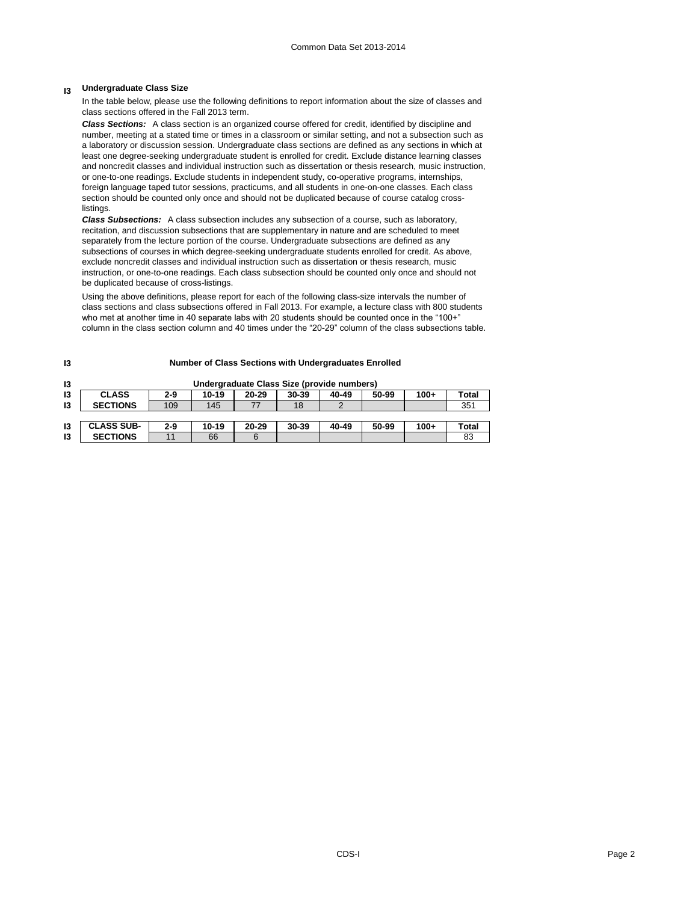## I3 Undergraduate Class Size

In the table below, please use the following definitions to report information about the size of classes and class sections offered in the Fall 2013 term.

***Class Sections:*** A class section is an organized course offered for credit, identified by discipline and number, meeting at a stated time or times in a classroom or similar setting, and not a subsection such as a laboratory or discussion session. Undergraduate class sections are defined as any sections in which at least one degree-seeking undergraduate student is enrolled for credit. Exclude distance learning classes and noncredit classes and individual instruction such as dissertation or thesis research, music instruction, or one-to-one readings. Exclude students in independent study, co-operative programs, internships, foreign language taped tutor sessions, practicums, and all students in one-on-one classes. Each class section should be counted only once and should not be duplicated because of course catalog cross-listings.

***Class Subsections:*** A class subsection includes any subsection of a course, such as laboratory, recitation, and discussion subsections that are supplementary in nature and are scheduled to meet separately from the lecture portion of the course. Undergraduate subsections are defined as any subsections of courses in which degree-seeking undergraduate students enrolled for credit. As above, exclude noncredit classes and individual instruction such as dissertation or thesis research, music instruction, or one-to-one readings. Each class subsection should be counted only once and should not be duplicated because of cross-listings.

Using the above definitions, please report for each of the following class-size intervals the number of class sections and class subsections offered in Fall 2013. For example, a lecture class with 800 students who met at another time in 40 separate labs with 20 students should be counted once in the "100+" column in the class section column and 40 times under the "20-29" column of the class subsections table.

**I3 Number of Class Sections with Undergraduates Enrolled**

**Undergraduate Class Size (provide numbers)**

| CLASS SECTIONS | 2-9 | 10-19 | 20-29 | 30-39 | 40-49 | 50-99 | 100+ | Total |
|---|---|---|---|---|---|---|---|---|
| | 109 | 145 | 77 | 18 | 2 | | | 351 |

| CLASS SUB-SECTIONS | 2-9 | 10-19 | 20-29 | 30-39 | 40-49 | 50-99 | 100+ | Total |
|---|---|---|---|---|---|---|---|---|
| | 11 | 66 | 6 | | | | | 83 |